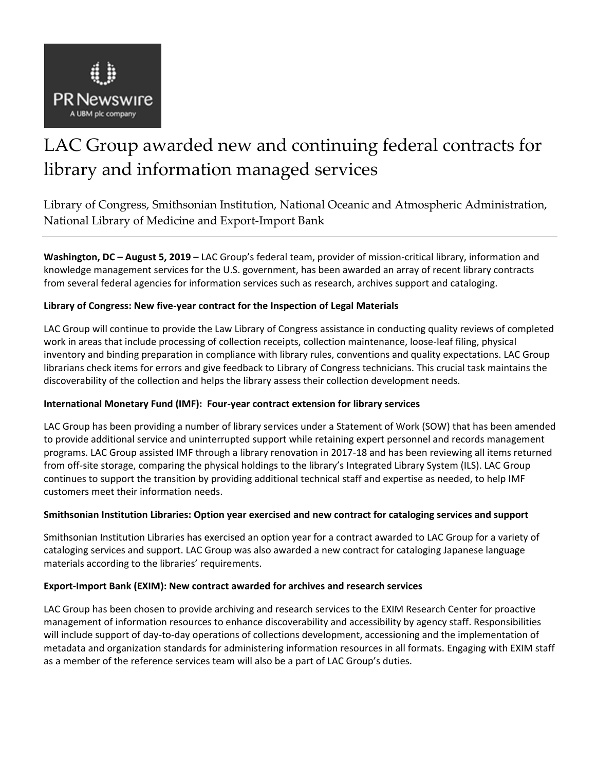# LAC Group awarded new and continuing federal contracts for library and information managed services

Library of Congress, Smithsonian Institution, National Oceanic and Atmospheric Administration, National Library of Medicine and Export-Import Bank

---

**Washington, DC – August 5, 2019** – LAC Group's federal team, provider of mission-critical library, information and knowledge management services for the U.S. government, has been awarded an array of recent library contracts from several federal agencies for information services such as research, archives support and cataloging.

**Library of Congress: New five-year contract for the Inspection of Legal Materials**

LAC Group will continue to provide the Law Library of Congress assistance in conducting quality reviews of completed work in areas that include processing of collection receipts, collection maintenance, loose-leaf filing, physical inventory and binding preparation in compliance with library rules, conventions and quality expectations. LAC Group librarians check items for errors and give feedback to Library of Congress technicians. This crucial task maintains the discoverability of the collection and helps the library assess their collection development needs.

**International Monetary Fund (IMF): Four-year contract extension for library services**

LAC Group has been providing a number of library services under a Statement of Work (SOW) that has been amended to provide additional service and uninterrupted support while retaining expert personnel and records management programs. LAC Group assisted IMF through a library renovation in 2017-18 and has been reviewing all items returned from off-site storage, comparing the physical holdings to the library's Integrated Library System (ILS). LAC Group continues to support the transition by providing additional technical staff and expertise as needed, to help IMF customers meet their information needs.

**Smithsonian Institution Libraries: Option year exercised and new contract for cataloging services and support**

Smithsonian Institution Libraries has exercised an option year for a contract awarded to LAC Group for a variety of cataloging services and support. LAC Group was also awarded a new contract for cataloging Japanese language materials according to the libraries' requirements.

**Export-Import Bank (EXIM): New contract awarded for archives and research services**

LAC Group has been chosen to provide archiving and research services to the EXIM Research Center for proactive management of information resources to enhance discoverability and accessibility by agency staff. Responsibilities will include support of day-to-day operations of collections development, accessioning and the implementation of metadata and organization standards for administering information resources in all formats. Engaging with EXIM staff as a member of the reference services team will also be a part of LAC Group's duties.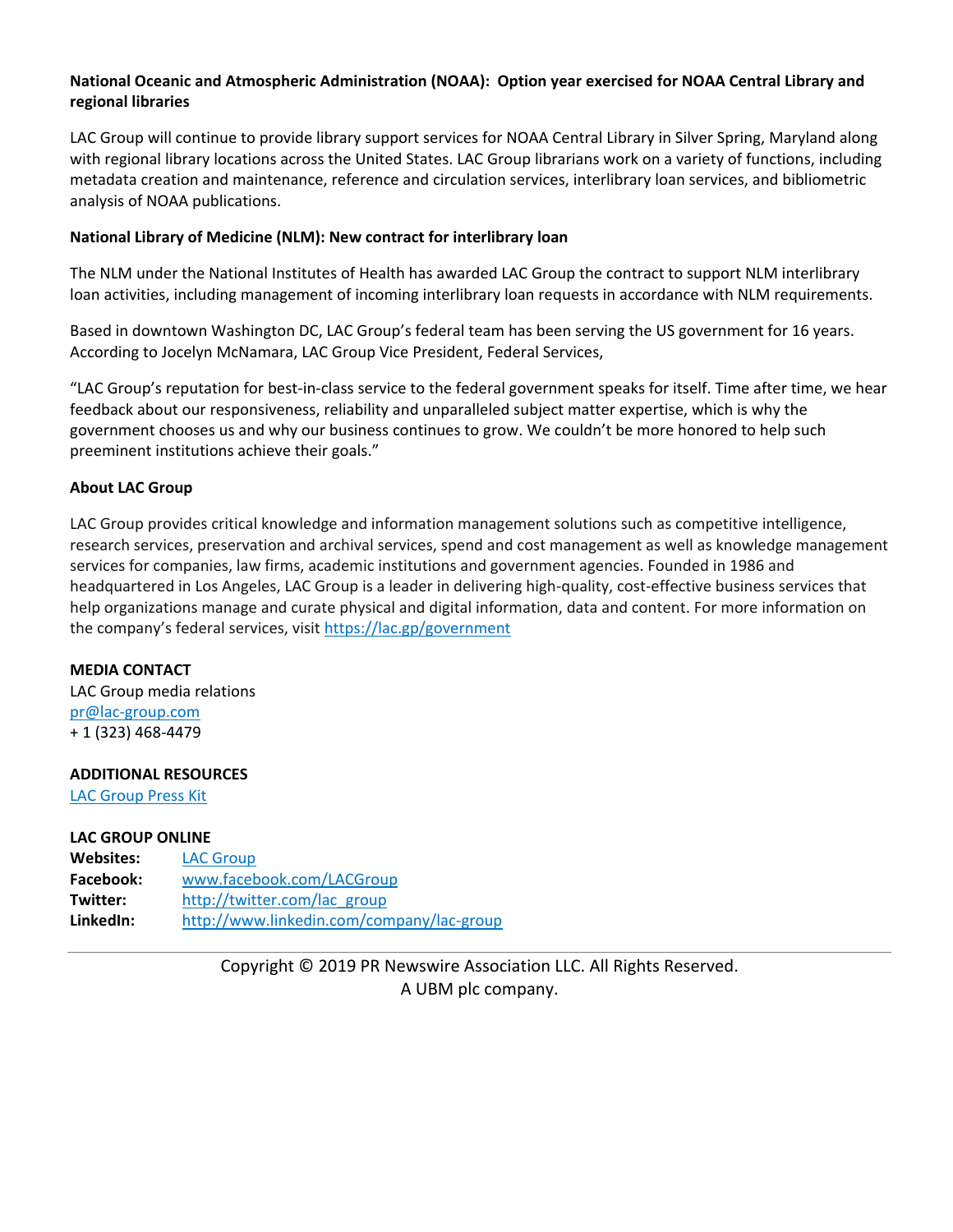**National Oceanic and Atmospheric Administration (NOAA): Option year exercised for NOAA Central Library and regional libraries**

LAC Group will continue to provide library support services for NOAA Central Library in Silver Spring, Maryland along with regional library locations across the United States. LAC Group librarians work on a variety of functions, including metadata creation and maintenance, reference and circulation services, interlibrary loan services, and bibliometric analysis of NOAA publications.

**National Library of Medicine (NLM): New contract for interlibrary loan**

The NLM under the National Institutes of Health has awarded LAC Group the contract to support NLM interlibrary loan activities, including management of incoming interlibrary loan requests in accordance with NLM requirements.

Based in downtown Washington DC, LAC Group's federal team has been serving the US government for 16 years. According to Jocelyn McNamara, LAC Group Vice President, Federal Services,

"LAC Group's reputation for best-in-class service to the federal government speaks for itself. Time after time, we hear feedback about our responsiveness, reliability and unparalleled subject matter expertise, which is why the government chooses us and why our business continues to grow. We couldn't be more honored to help such preeminent institutions achieve their goals."

**About LAC Group**

LAC Group provides critical knowledge and information management solutions such as competitive intelligence, research services, preservation and archival services, spend and cost management as well as knowledge management services for companies, law firms, academic institutions and government agencies. Founded in 1986 and headquartered in Los Angeles, LAC Group is a leader in delivering high-quality, cost-effective business services that help organizations manage and curate physical and digital information, data and content. For more information on the company's federal services, visit https://lac.gp/government

**MEDIA CONTACT**
LAC Group media relations
pr@lac-group.com
+ 1 (323) 468-4479

**ADDITIONAL RESOURCES**
LAC Group Press Kit

**LAC GROUP ONLINE**

| | |
|---|---|
| **Websites:** | LAC Group |
| **Facebook:** | www.facebook.com/LACGroup |
| **Twitter:** | http://twitter.com/lac_group |
| **LinkedIn:** | http://www.linkedin.com/company/lac-group |

Copyright © 2019 PR Newswire Association LLC. All Rights Reserved.
A UBM plc company.